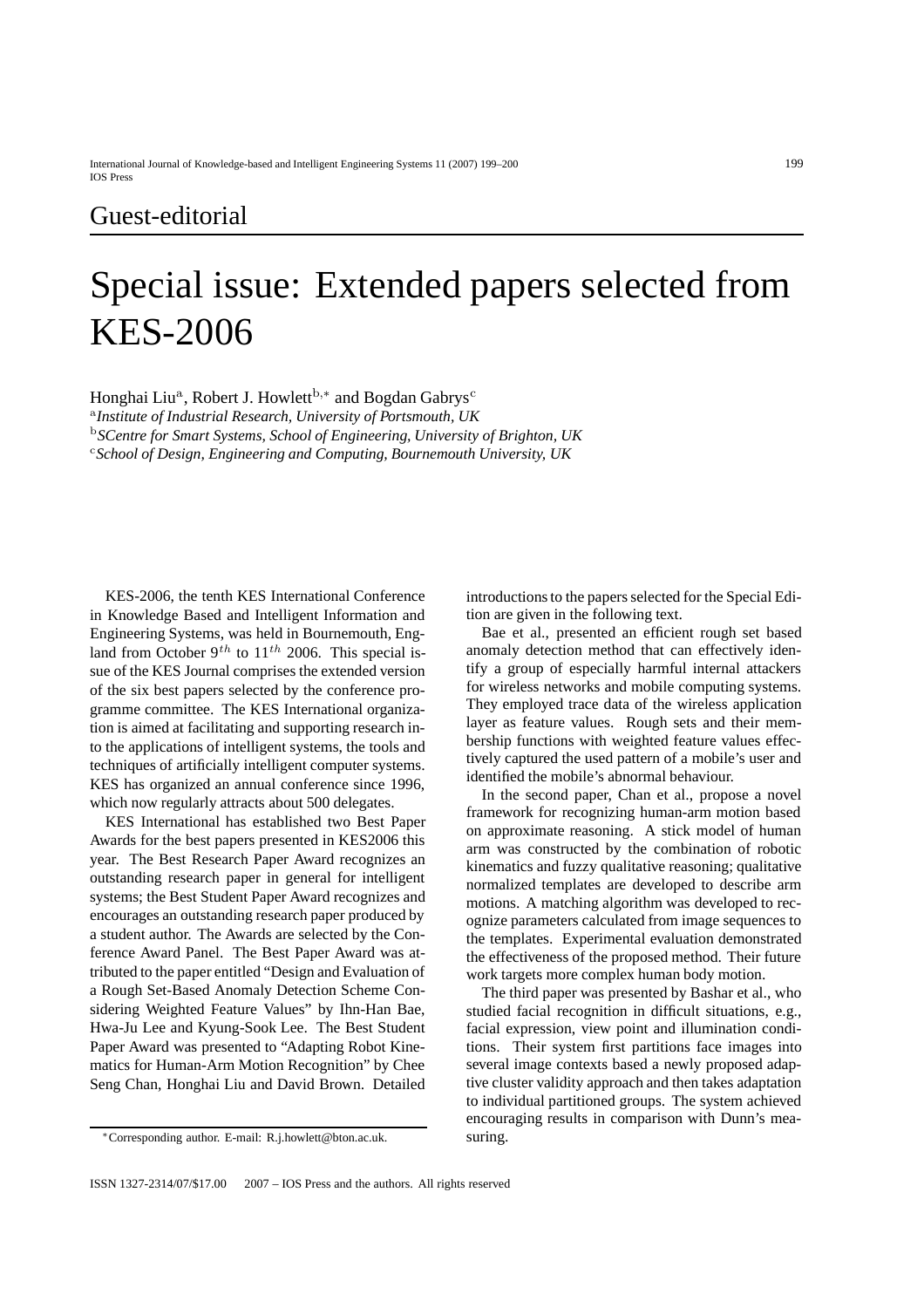Guest-editorial

# Special issue: Extended papers selected from KES-2006

Honghai Liu[a], Robert J. Howlett[b,*] and Bogdan Gabrys[c]

[a] *Institute of Industrial Research, University of Portsmouth, UK*

[b] *SCentre for Smart Systems, School of Engineering, University of Brighton, UK*

[c] *School of Design, Engineering and Computing, Bournemouth University, UK*

KES-2006, the tenth KES International Conference in Knowledge Based and Intelligent Information and Engineering Systems, was held in Bournemouth, England from October $9^{th}$ to $11^{th}$ 2006. This special issue of the KES Journal comprises the extended version of the six best papers selected by the conference programme committee. The KES International organization is aimed at facilitating and supporting research into the applications of intelligent systems, the tools and techniques of artificially intelligent computer systems. KES has organized an annual conference since 1996, which now regularly attracts about 500 delegates.

KES International has established two Best Paper Awards for the best papers presented in KES2006 this year. The Best Research Paper Award recognizes an outstanding research paper in general for intelligent systems; the Best Student Paper Award recognizes and encourages an outstanding research paper produced by a student author. The Awards are selected by the Conference Award Panel. The Best Paper Award was attributed to the paper entitled "Design and Evaluation of a Rough Set-Based Anomaly Detection Scheme Considering Weighted Feature Values" by Ihn-Han Bae, Hwa-Ju Lee and Kyung-Sook Lee. The Best Student Paper Award was presented to "Adapting Robot Kinematics for Human-Arm Motion Recognition" by Chee Seng Chan, Honghai Liu and David Brown. Detailed introductions to the papers selected for the Special Edition are given in the following text.

Bae et al., presented an efficient rough set based anomaly detection method that can effectively identify a group of especially harmful internal attackers for wireless networks and mobile computing systems. They employed trace data of the wireless application layer as feature values. Rough sets and their membership functions with weighted feature values effectively captured the used pattern of a mobile's user and identified the mobile's abnormal behaviour.

In the second paper, Chan et al., propose a novel framework for recognizing human-arm motion based on approximate reasoning. A stick model of human arm was constructed by the combination of robotic kinematics and fuzzy qualitative reasoning; qualitative normalized templates are developed to describe arm motions. A matching algorithm was developed to recognize parameters calculated from image sequences to the templates. Experimental evaluation demonstrated the effectiveness of the proposed method. Their future work targets more complex human body motion.

The third paper was presented by Bashar et al., who studied facial recognition in difficult situations, e.g., facial expression, view point and illumination conditions. Their system first partitions face images into several image contexts based a newly proposed adaptive cluster validity approach and then takes adaptation to individual partitioned groups. The system achieved encouraging results in comparison with Dunn's measuring.

*Corresponding author. E-mail: R.j.howlett@bton.ac.uk.

ISSN 1327-2314/07/$17.00 2007 – IOS Press and the authors. All rights reserved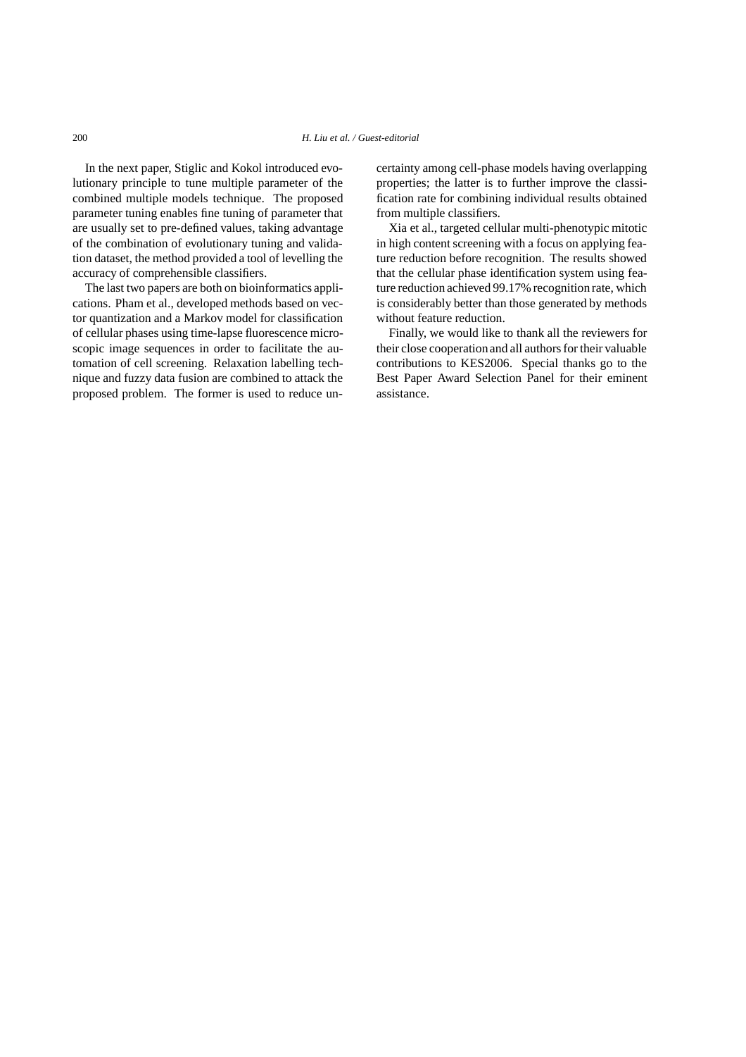In the next paper, Stiglic and Kokol introduced evolutionary principle to tune multiple parameter of the combined multiple models technique. The proposed parameter tuning enables fine tuning of parameter that are usually set to pre-defined values, taking advantage of the combination of evolutionary tuning and validation dataset, the method provided a tool of levelling the accuracy of comprehensible classifiers.

The last two papers are both on bioinformatics applications. Pham et al., developed methods based on vector quantization and a Markov model for classification of cellular phases using time-lapse fluorescence microscopic image sequences in order to facilitate the automation of cell screening. Relaxation labelling technique and fuzzy data fusion are combined to attack the proposed problem. The former is used to reduce uncertainty among cell-phase models having overlapping properties; the latter is to further improve the classification rate for combining individual results obtained from multiple classifiers.

Xia et al., targeted cellular multi-phenotypic mitotic in high content screening with a focus on applying feature reduction before recognition. The results showed that the cellular phase identification system using feature reduction achieved 99.17% recognition rate, which is considerably better than those generated by methods without feature reduction.

Finally, we would like to thank all the reviewers for their close cooperation and all authors for their valuable contributions to KES2006. Special thanks go to the Best Paper Award Selection Panel for their eminent assistance.